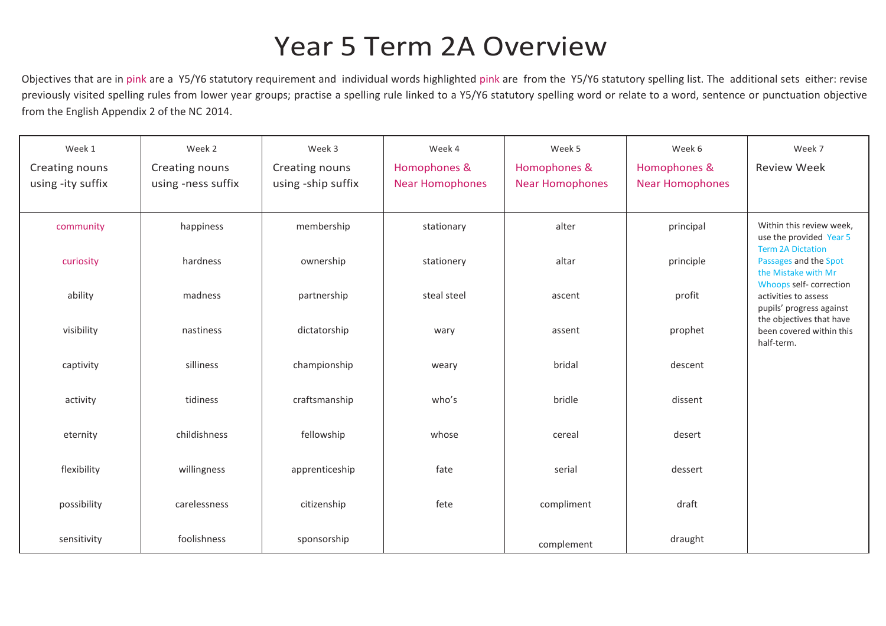# Year 5 Term 2A Overview

Objectives that are in pink are a Y5/Y6 statutory requirement and individual words highlighted pink are from the Y5/Y6 statutory spelling list. The additional sets either: revise previously visited spelling rules from lower year groups; practise a spelling rule linked to a Y5/Y6 statutory spelling word or relate to a word, sentence or punctuation objective from the English Appendix 2 of the NC 2014.

| Week 1<br>Creating nouns using -ity suffix | Week 2<br>Creating nouns using -ness suffix | Week 3<br>Creating nouns using -ship suffix | Week 4<br>Homophones & Near Homophones | Week 5<br>Homophones & Near Homophones | Week 6<br>Homophones & Near Homophones | Week 7<br>Review Week |
|---|---|---|---|---|---|---|
| community | happiness | membership | stationary | alter | principal | Within this review week, use the provided Year 5 Term 2A Dictation Passages and the Spot the Mistake with Mr Whoops self- correction activities to assess pupils' progress against the objectives that have been covered within this half-term. |
| curiosity | hardness | ownership | stationery | altar | principle | |
| ability | madness | partnership | steal steel | ascent | profit | |
| visibility | nastiness | dictatorship | wary | assent | prophet | |
| captivity | silliness | championship | weary | bridal | descent | |
| activity | tidiness | craftsmanship | who's | bridle | dissent | |
| eternity | childishness | fellowship | whose | cereal | desert | |
| flexibility | willingness | apprenticeship | fate | serial | dessert | |
| possibility | carelessness | citizenship | fete | compliment | draft | |
| sensitivity | foolishness | sponsorship | | complement | draught | |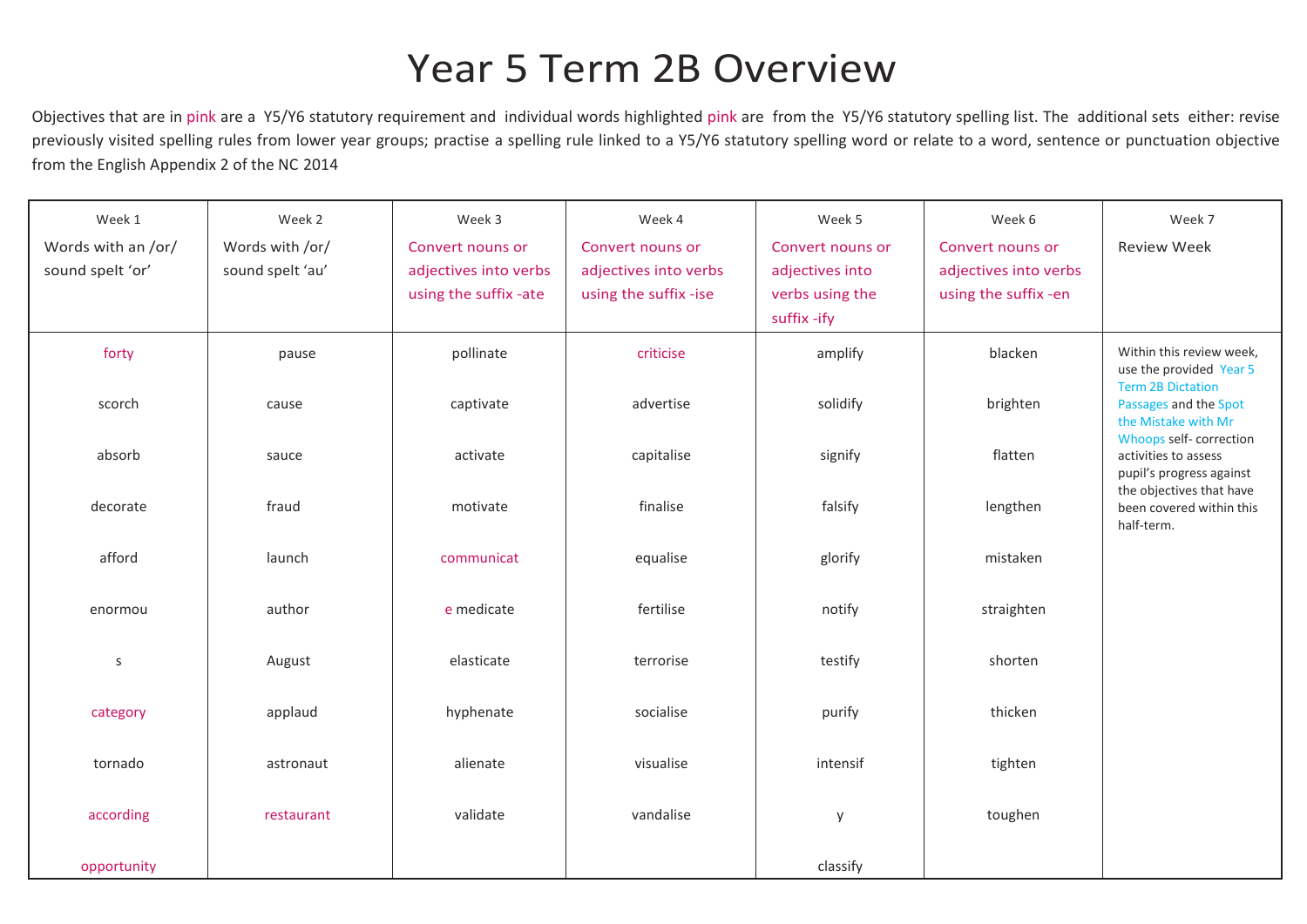# Year 5 Term 2B Overview

Objectives that are in pink are a Y5/Y6 statutory requirement and individual words highlighted pink are from the Y5/Y6 statutory spelling list. The additional sets either: revise previously visited spelling rules from lower year groups; practise a spelling rule linked to a Y5/Y6 statutory spelling word or relate to a word, sentence or punctuation objective from the English Appendix 2 of the NC 2014

| Week 1<br>Words with an /or/ sound spelt 'or' | Week 2<br>Words with /or/ sound spelt 'au' | Week 3<br>Convert nouns or adjectives into verbs using the suffix -ate | Week 4<br>Convert nouns or adjectives into verbs using the suffix -ise | Week 5<br>Convert nouns or adjectives into verbs using the suffix -ify | Week 6<br>Convert nouns or adjectives into verbs using the suffix -en | Week 7<br>Review Week |
|---|---|---|---|---|---|---|
| forty | pause | pollinate | criticise | amplify | blacken | Within this review week, use the provided Year 5 Term 2B Dictation Passages and the Spot the Mistake with Mr Whoops self- correction activities to assess pupil's progress against the objectives that have been covered within this half-term. |
| scorch | cause | captivate | advertise | solidify | brighten | |
| absorb | sauce | activate | capitalise | signify | flatten | |
| decorate | fraud | motivate | finalise | falsify | lengthen | |
| afford | launch | communicate | equalise | glorify | mistaken | |
| enormous | author | medicate | fertilise | notify | straighten | |
| category | August | elasticate | terrorise | testify | shorten | |
| tornado | applaud | hyphenate | socialise | purify | thicken | |
| according | astronaut | alienate | visualise | intensify | tighten | |
| opportunity | restaurant | validate | vandalise | classify | toughen | |